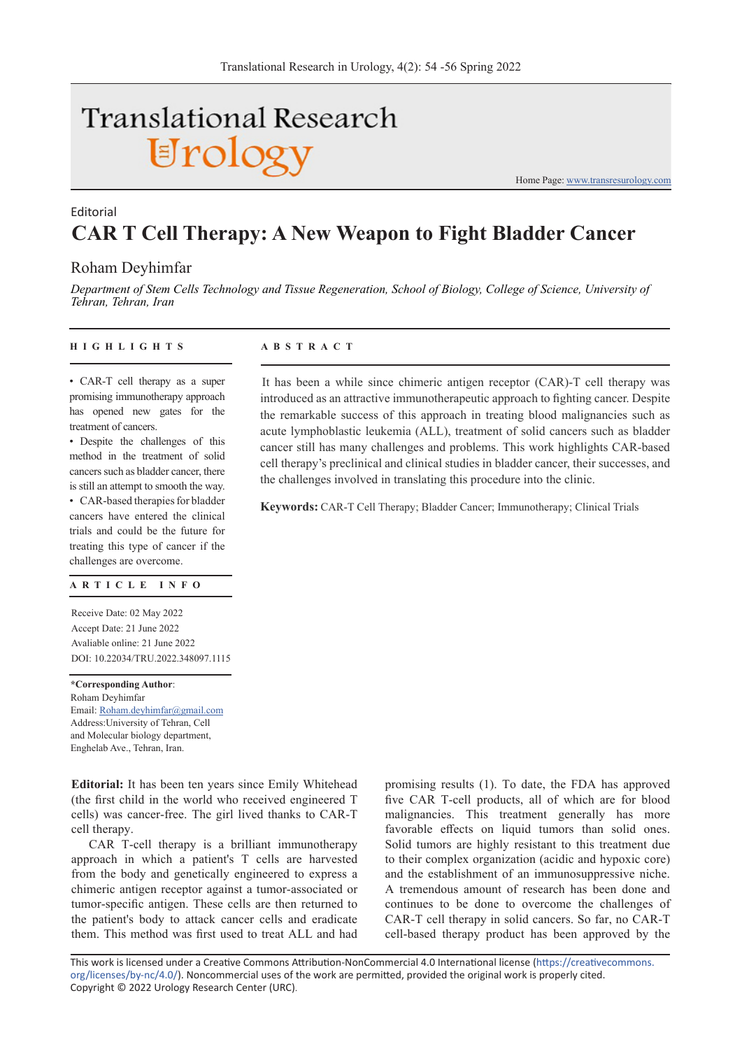Editorial

# CAR T Cell Therapy: A New Weapon to Fight Bladder Cancer

Roham Deyhimfar

*Department of Stem Cells Technology and Tissue Regeneration, School of Biology, College of Science, University of Tehran, Tehran, Iran*

## HIGHLIGHTS

- CAR-T cell therapy as a super promising immunotherapy approach has opened new gates for the treatment of cancers.
- Despite the challenges of this method in the treatment of solid cancers such as bladder cancer, there is still an attempt to smooth the way.
- CAR-based therapies for bladder cancers have entered the clinical trials and could be the future for treating this type of cancer if the challenges are overcome.

## ARTICLE INFO

Receive Date: 02 May 2022
Accept Date: 21 June 2022
Avaliable online: 21 June 2022
DOI: 10.22034/TRU.2022.348097.1115

**\*Corresponding Author**:
Roham Deyhimfar
Email: Roham.deyhimfar@gmail.com
Address:University of Tehran, Cell and Molecular biology department, Enghelab Ave., Tehran, Iran.

## ABSTRACT

It has been a while since chimeric antigen receptor (CAR)-T cell therapy was introduced as an attractive immunotherapeutic approach to fighting cancer. Despite the remarkable success of this approach in treating blood malignancies such as acute lymphoblastic leukemia (ALL), treatment of solid cancers such as bladder cancer still has many challenges and problems. This work highlights CAR-based cell therapy's preclinical and clinical studies in bladder cancer, their successes, and the challenges involved in translating this procedure into the clinic.

**Keywords:** CAR-T Cell Therapy; Bladder Cancer; Immunotherapy; Clinical Trials

**Editorial:** It has been ten years since Emily Whitehead (the first child in the world who received engineered T cells) was cancer-free. The girl lived thanks to CAR-T cell therapy.

CAR T-cell therapy is a brilliant immunotherapy approach in which a patient's T cells are harvested from the body and genetically engineered to express a chimeric antigen receptor against a tumor-associated or tumor-specific antigen. These cells are then returned to the patient's body to attack cancer cells and eradicate them. This method was first used to treat ALL and had promising results (1). To date, the FDA has approved five CAR T-cell products, all of which are for blood malignancies. This treatment generally has more favorable effects on liquid tumors than solid ones. Solid tumors are highly resistant to this treatment due to their complex organization (acidic and hypoxic core) and the establishment of an immunosuppressive niche. A tremendous amount of research has been done and continues to be done to overcome the challenges of CAR-T cell therapy in solid cancers. So far, no CAR-T cell-based therapy product has been approved by the

This work is licensed under a Creative Commons Attribution-NonCommercial 4.0 International license (https://creativecommons.org/licenses/by-nc/4.0/). Noncommercial uses of the work are permitted, provided the original work is properly cited.
Copyright © 2022 Urology Research Center (URC).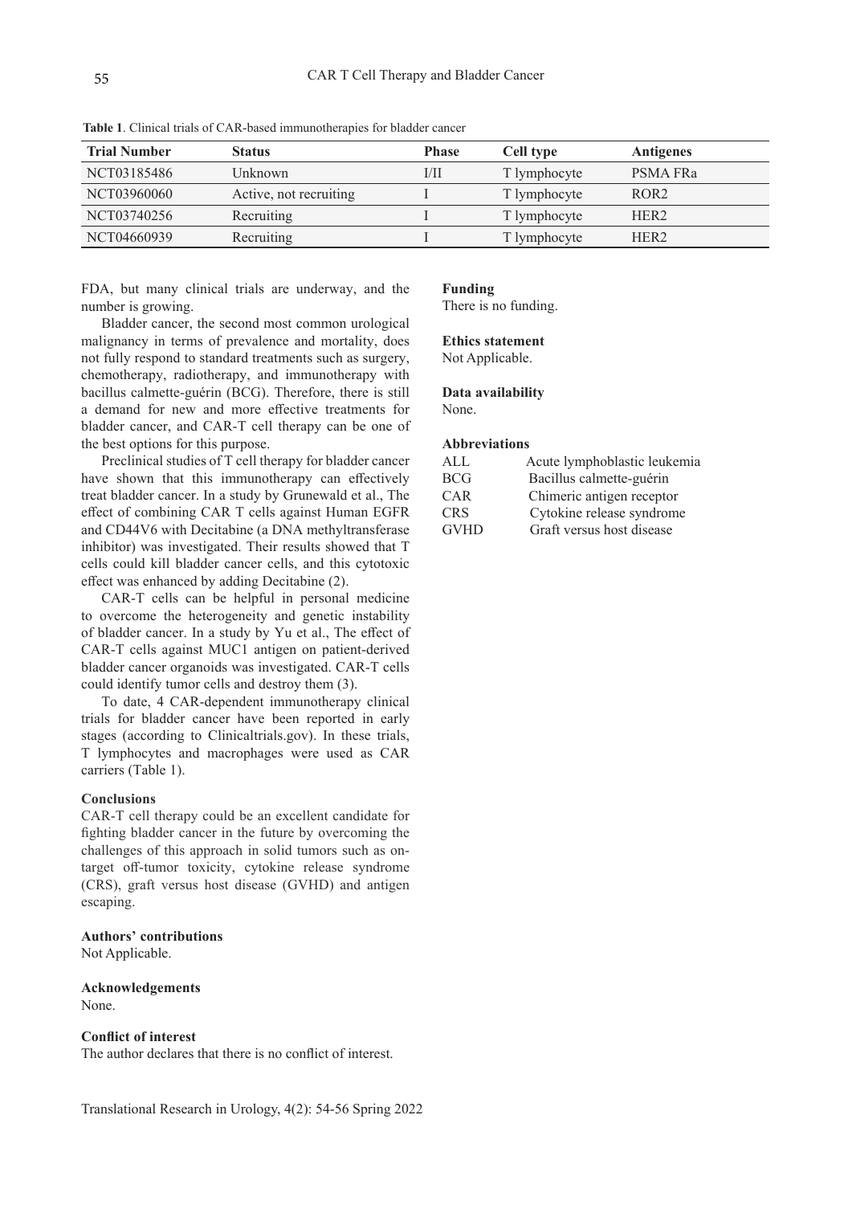**Table 1**. Clinical trials of CAR-based immunotherapies for bladder cancer

| Trial Number | Status | Phase | Cell type | Antigenes |
|---|---|---|---|---|
| NCT03185486 | Unknown | I/II | T lymphocyte | PSMA FRa |
| NCT03960060 | Active, not recruiting | I | T lymphocyte | ROR2 |
| NCT03740256 | Recruiting | I | T lymphocyte | HER2 |
| NCT04660939 | Recruiting | I | T lymphocyte | HER2 |

FDA, but many clinical trials are underway, and the number is growing.

Bladder cancer, the second most common urological malignancy in terms of prevalence and mortality, does not fully respond to standard treatments such as surgery, chemotherapy, radiotherapy, and immunotherapy with bacillus calmette-guérin (BCG). Therefore, there is still a demand for new and more effective treatments for bladder cancer, and CAR-T cell therapy can be one of the best options for this purpose.

Preclinical studies of T cell therapy for bladder cancer have shown that this immunotherapy can effectively treat bladder cancer. In a study by Grunewald et al., The effect of combining CAR T cells against Human EGFR and CD44V6 with Decitabine (a DNA methyltransferase inhibitor) was investigated. Their results showed that T cells could kill bladder cancer cells, and this cytotoxic effect was enhanced by adding Decitabine (2).

CAR-T cells can be helpful in personal medicine to overcome the heterogeneity and genetic instability of bladder cancer. In a study by Yu et al., The effect of CAR-T cells against MUC1 antigen on patient-derived bladder cancer organoids was investigated. CAR-T cells could identify tumor cells and destroy them (3).

To date, 4 CAR-dependent immunotherapy clinical trials for bladder cancer have been reported in early stages (according to Clinicaltrials.gov). In these trials, T lymphocytes and macrophages were used as CAR carriers (Table 1).

**Conclusions**

CAR-T cell therapy could be an excellent candidate for fighting bladder cancer in the future by overcoming the challenges of this approach in solid tumors such as on-target off-tumor toxicity, cytokine release syndrome (CRS), graft versus host disease (GVHD) and antigen escaping.

**Authors' contributions**

Not Applicable.

**Acknowledgements**

None.

**Conflict of interest**

The author declares that there is no conflict of interest.

**Funding**

There is no funding.

**Ethics statement**

Not Applicable.

**Data availability**

None.

**Abbreviations**

| | |
|---|---|
| ALL | Acute lymphoblastic leukemia |
| BCG | Bacillus calmette-guérin |
| CAR | Chimeric antigen receptor |
| CRS | Cytokine release syndrome |
| GVHD | Graft versus host disease |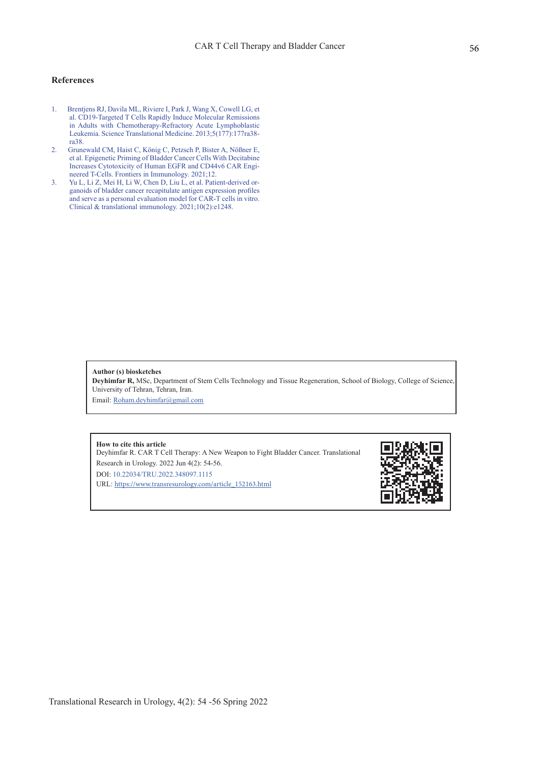## References

1. Brentjens RJ, Davila ML, Riviere I, Park J, Wang X, Cowell LG, et al. CD19-Targeted T Cells Rapidly Induce Molecular Remissions in Adults with Chemotherapy-Refractory Acute Lymphoblastic Leukemia. Science Translational Medicine. 2013;5(177):177ra38-ra38.
2. Grunewald CM, Haist C, König C, Petzsch P, Bister A, Nößner E, et al. Epigenetic Priming of Bladder Cancer Cells With Decitabine Increases Cytotoxicity of Human EGFR and CD44v6 CAR Engineered T-Cells. Frontiers in Immunology. 2021;12.
3. Yu L, Li Z, Mei H, Li W, Chen D, Liu L, et al. Patient-derived organoids of bladder cancer recapitulate antigen expression profiles and serve as a personal evaluation model for CAR-T cells in vitro. Clinical & translational immunology. 2021;10(2):e1248.

**Author (s) biosketches**

**Deyhimfar R,** MSc, Department of Stem Cells Technology and Tissue Regeneration, School of Biology, College of Science, University of Tehran, Tehran, Iran.

Email: Roham.deyhimfar@gmail.com

**How to cite this article**

Deyhimfar R. CAR T Cell Therapy: A New Weapon to Fight Bladder Cancer. Translational Research in Urology. 2022 Jun 4(2): 54-56.

DOI: 10.22034/TRU.2022.348097.1115

URL: https://www.transresurology.com/article_152163.html